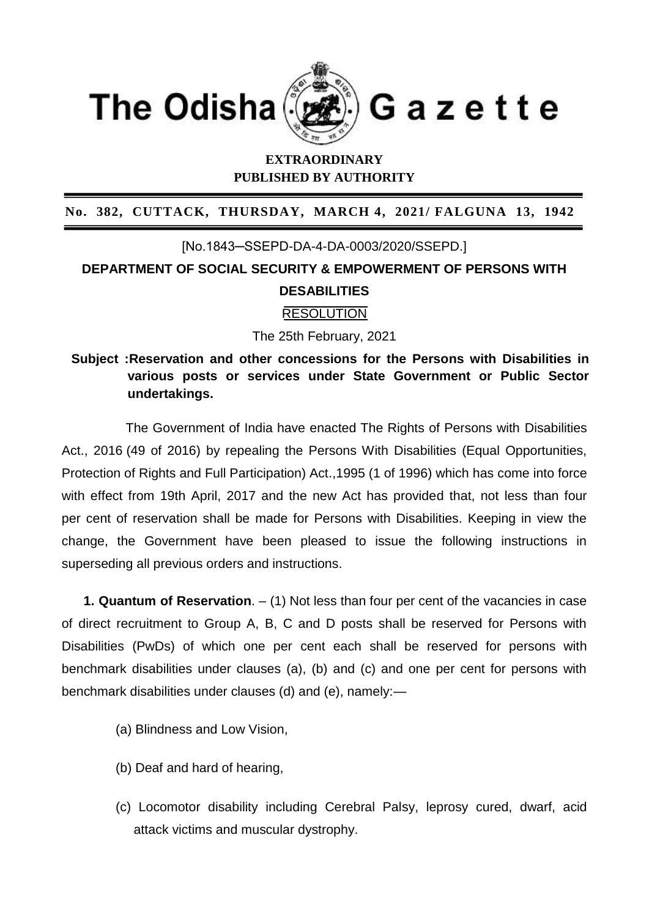# The Odisha Gazette

**EXTRAORDINARY**
**PUBLISHED BY AUTHORITY**

**No. 382, CUTTACK, THURSDAY, MARCH 4, 2021/ FALGUNA 13, 1942**

[No.1843–SSEPD-DA-4-DA-0003/2020/SSEPD.]

## DEPARTMENT OF SOCIAL SECURITY & EMPOWERMENT OF PERSONS WITH DESABILITIES

### RESOLUTION

The 25th February, 2021

**Subject :Reservation and other concessions for the Persons with Disabilities in various posts or services under State Government or Public Sector undertakings.**

The Government of India have enacted The Rights of Persons with Disabilities Act., 2016 (49 of 2016) by repealing the Persons With Disabilities (Equal Opportunities, Protection of Rights and Full Participation) Act.,1995 (1 of 1996) which has come into force with effect from 19th April, 2017 and the new Act has provided that, not less than four per cent of reservation shall be made for Persons with Disabilities. Keeping in view the change, the Government have been pleased to issue the following instructions in superseding all previous orders and instructions.

**1. Quantum of Reservation**. – (1) Not less than four per cent of the vacancies in case of direct recruitment to Group A, B, C and D posts shall be reserved for Persons with Disabilities (PwDs) of which one per cent each shall be reserved for persons with benchmark disabilities under clauses (a), (b) and (c) and one per cent for persons with benchmark disabilities under clauses (d) and (e), namely:—

(a) Blindness and Low Vision,

(b) Deaf and hard of hearing,

(c) Locomotor disability including Cerebral Palsy, leprosy cured, dwarf, acid attack victims and muscular dystrophy.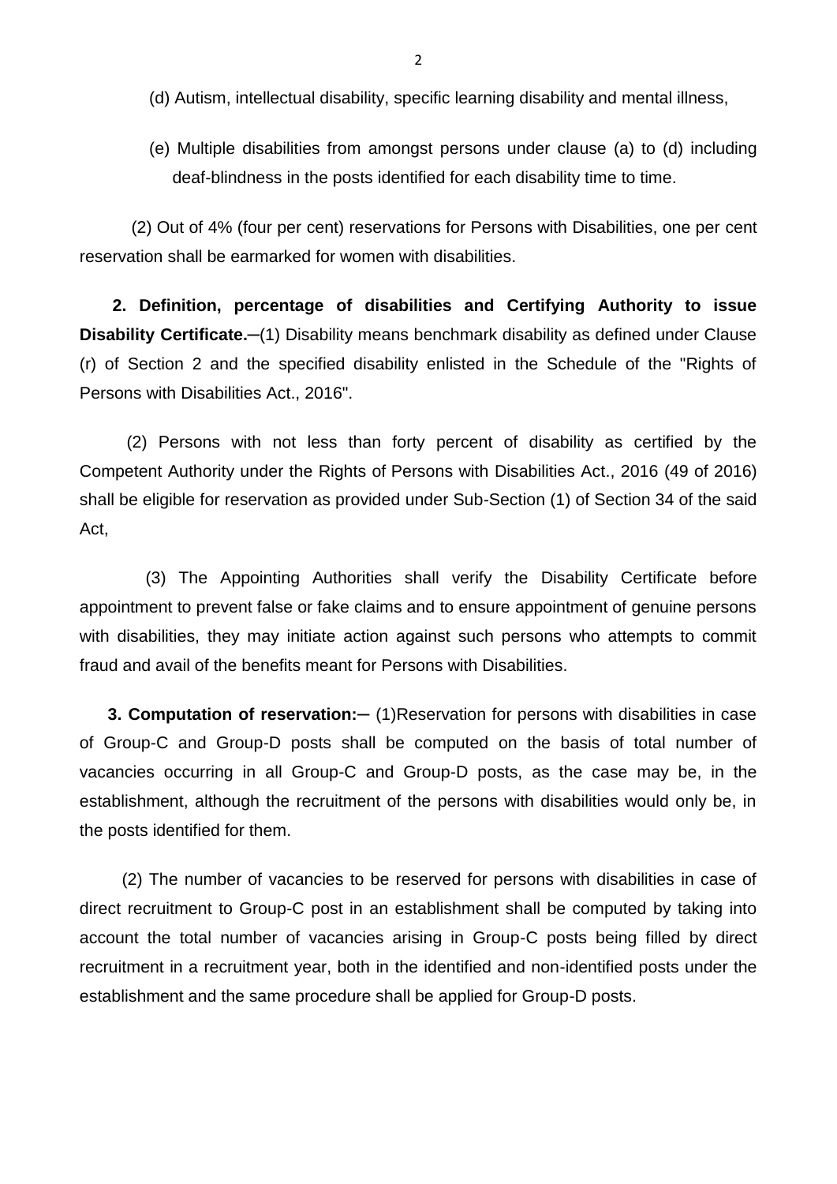(d) Autism, intellectual disability, specific learning disability and mental illness,

(e) Multiple disabilities from amongst persons under clause (a) to (d) including deaf-blindness in the posts identified for each disability time to time.

(2) Out of 4% (four per cent) reservations for Persons with Disabilities, one per cent reservation shall be earmarked for women with disabilities.

**2. Definition, percentage of disabilities and Certifying Authority to issue Disability Certificate.**─(1) Disability means benchmark disability as defined under Clause (r) of Section 2 and the specified disability enlisted in the Schedule of the "Rights of Persons with Disabilities Act., 2016".

(2) Persons with not less than forty percent of disability as certified by the Competent Authority under the Rights of Persons with Disabilities Act., 2016 (49 of 2016) shall be eligible for reservation as provided under Sub-Section (1) of Section 34 of the said Act,

(3) The Appointing Authorities shall verify the Disability Certificate before appointment to prevent false or fake claims and to ensure appointment of genuine persons with disabilities, they may initiate action against such persons who attempts to commit fraud and avail of the benefits meant for Persons with Disabilities.

**3. Computation of reservation:**─ (1)Reservation for persons with disabilities in case of Group-C and Group-D posts shall be computed on the basis of total number of vacancies occurring in all Group-C and Group-D posts, as the case may be, in the establishment, although the recruitment of the persons with disabilities would only be, in the posts identified for them.

(2) The number of vacancies to be reserved for persons with disabilities in case of direct recruitment to Group-C post in an establishment shall be computed by taking into account the total number of vacancies arising in Group-C posts being filled by direct recruitment in a recruitment year, both in the identified and non-identified posts under the establishment and the same procedure shall be applied for Group-D posts.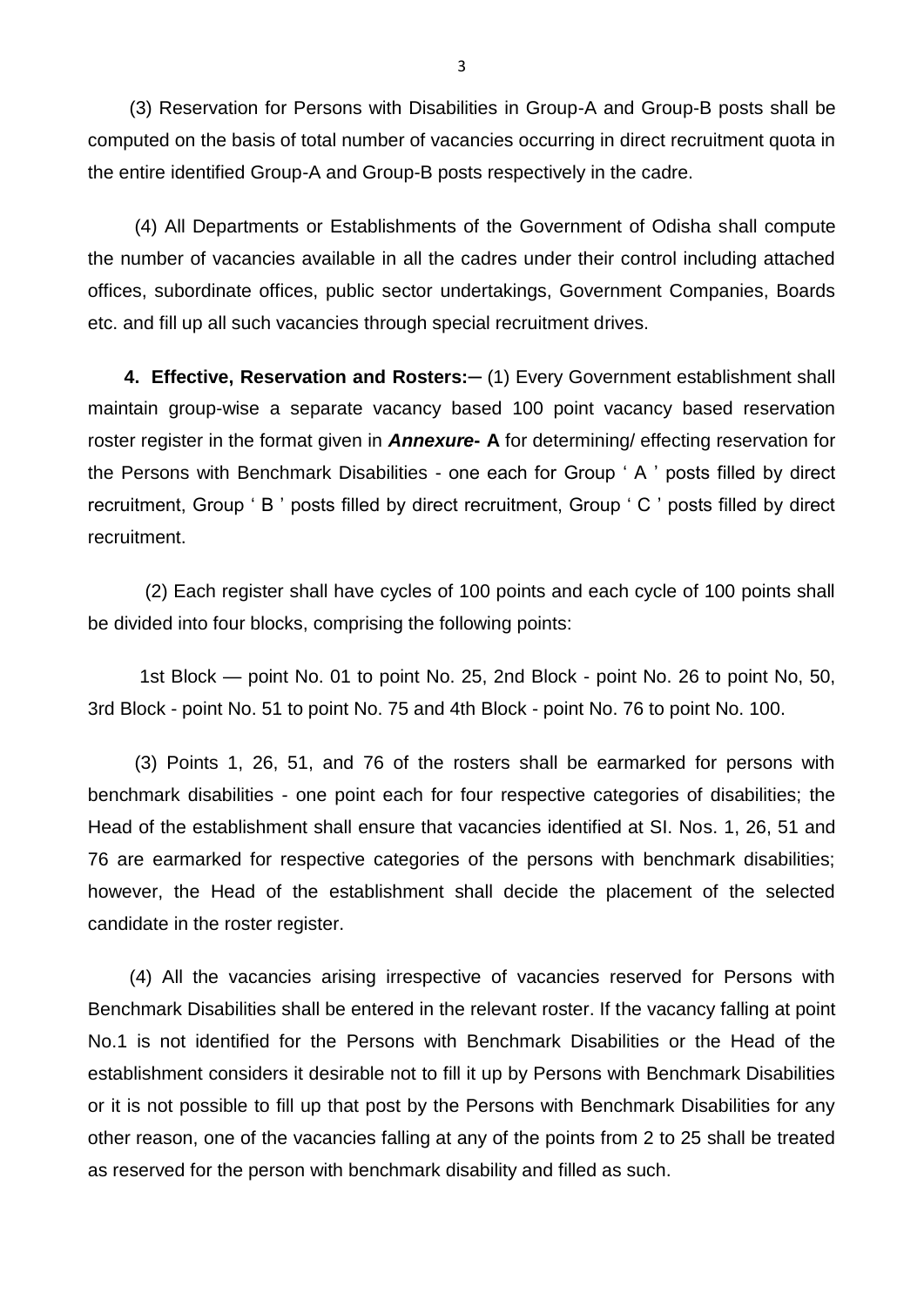(3) Reservation for Persons with Disabilities in Group-A and Group-B posts shall be computed on the basis of total number of vacancies occurring in direct recruitment quota in the entire identified Group-A and Group-B posts respectively in the cadre.

(4) All Departments or Establishments of the Government of Odisha shall compute the number of vacancies available in all the cadres under their control including attached offices, subordinate offices, public sector undertakings, Government Companies, Boards etc. and fill up all such vacancies through special recruitment drives.

**4. Effective, Reservation and Rosters:**─ (1) Every Government establishment shall maintain group-wise a separate vacancy based 100 point vacancy based reservation roster register in the format given in ***Annexure*- A** for determining/ effecting reservation for the Persons with Benchmark Disabilities - one each for Group ' A ' posts filled by direct recruitment, Group ' B ' posts filled by direct recruitment, Group ' C ' posts filled by direct recruitment.

(2) Each register shall have cycles of 100 points and each cycle of 100 points shall be divided into four blocks, comprising the following points:

1st Block — point No. 01 to point No. 25, 2nd Block - point No. 26 to point No, 50, 3rd Block - point No. 51 to point No. 75 and 4th Block - point No. 76 to point No. 100.

(3) Points 1, 26, 51, and 76 of the rosters shall be earmarked for persons with benchmark disabilities - one point each for four respective categories of disabilities; the Head of the establishment shall ensure that vacancies identified at SI. Nos. 1, 26, 51 and 76 are earmarked for respective categories of the persons with benchmark disabilities; however, the Head of the establishment shall decide the placement of the selected candidate in the roster register.

(4) All the vacancies arising irrespective of vacancies reserved for Persons with Benchmark Disabilities shall be entered in the relevant roster. If the vacancy falling at point No.1 is not identified for the Persons with Benchmark Disabilities or the Head of the establishment considers it desirable not to fill it up by Persons with Benchmark Disabilities or it is not possible to fill up that post by the Persons with Benchmark Disabilities for any other reason, one of the vacancies falling at any of the points from 2 to 25 shall be treated as reserved for the person with benchmark disability and filled as such.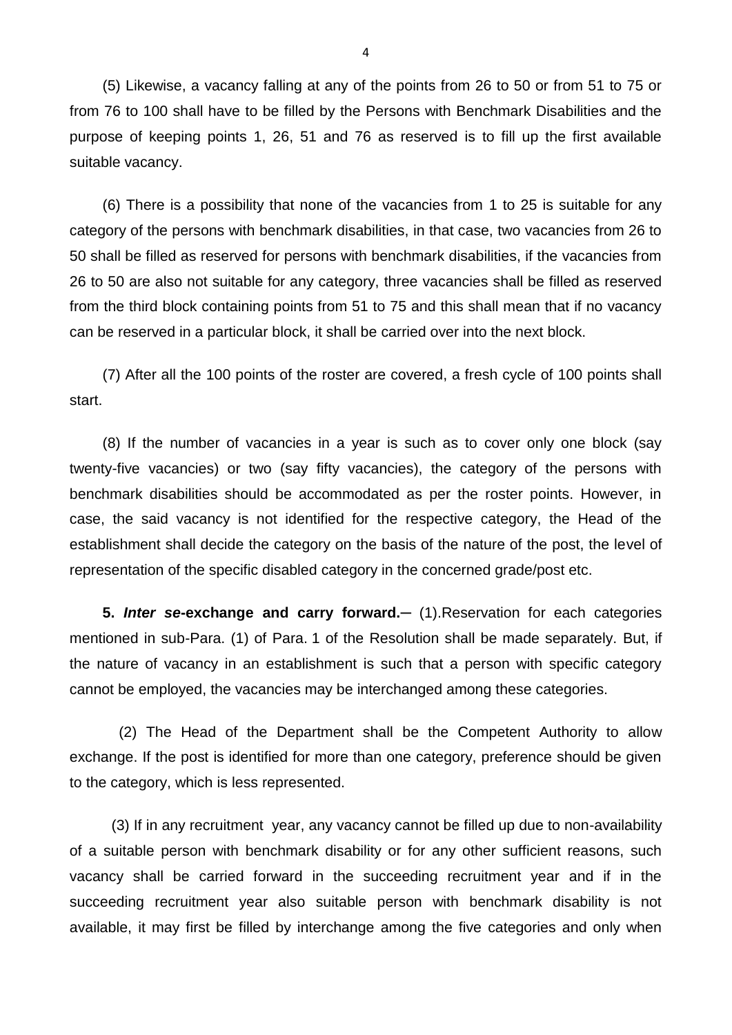(5) Likewise, a vacancy falling at any of the points from 26 to 50 or from 51 to 75 or from 76 to 100 shall have to be filled by the Persons with Benchmark Disabilities and the purpose of keeping points 1, 26, 51 and 76 as reserved is to fill up the first available suitable vacancy.

(6) There is a possibility that none of the vacancies from 1 to 25 is suitable for any category of the persons with benchmark disabilities, in that case, two vacancies from 26 to 50 shall be filled as reserved for persons with benchmark disabilities, if the vacancies from 26 to 50 are also not suitable for any category, three vacancies shall be filled as reserved from the third block containing points from 51 to 75 and this shall mean that if no vacancy can be reserved in a particular block, it shall be carried over into the next block.

(7) After all the 100 points of the roster are covered, a fresh cycle of 100 points shall start.

(8) If the number of vacancies in a year is such as to cover only one block (say twenty-five vacancies) or two (say fifty vacancies), the category of the persons with benchmark disabilities should be accommodated as per the roster points. However, in case, the said vacancy is not identified for the respective category, the Head of the establishment shall decide the category on the basis of the nature of the post, the level of representation of the specific disabled category in the concerned grade/post etc.

**5. *Inter se*-exchange and carry forward.**─ (1).Reservation for each categories mentioned in sub-Para. (1) of Para. 1 of the Resolution shall be made separately. But, if the nature of vacancy in an establishment is such that a person with specific category cannot be employed, the vacancies may be interchanged among these categories.

(2) The Head of the Department shall be the Competent Authority to allow exchange. If the post is identified for more than one category, preference should be given to the category, which is less represented.

(3) If in any recruitment year, any vacancy cannot be filled up due to non-availability of a suitable person with benchmark disability or for any other sufficient reasons, such vacancy shall be carried forward in the succeeding recruitment year and if in the succeeding recruitment year also suitable person with benchmark disability is not available, it may first be filled by interchange among the five categories and only when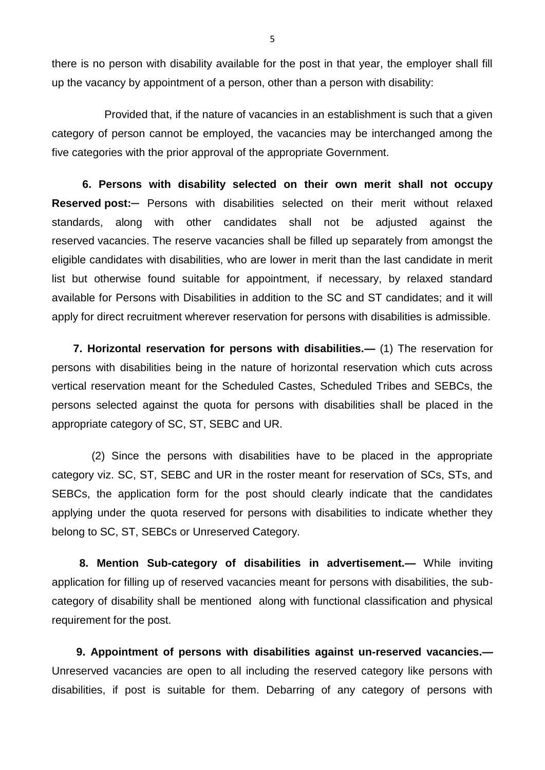there is no person with disability available for the post in that year, the employer shall fill up the vacancy by appointment of a person, other than a person with disability:

Provided that, if the nature of vacancies in an establishment is such that a given category of person cannot be employed, the vacancies may be interchanged among the five categories with the prior approval of the appropriate Government.

**6. Persons with disability selected on their own merit shall not occupy Reserved post:**─ Persons with disabilities selected on their merit without relaxed standards, along with other candidates shall not be adjusted against the reserved vacancies. The reserve vacancies shall be filled up separately from amongst the eligible candidates with disabilities, who are lower in merit than the last candidate in merit list but otherwise found suitable for appointment, if necessary, by relaxed standard available for Persons with Disabilities in addition to the SC and ST candidates; and it will apply for direct recruitment wherever reservation for persons with disabilities is admissible.

**7. Horizontal reservation for persons with disabilities.—** (1) The reservation for persons with disabilities being in the nature of horizontal reservation which cuts across vertical reservation meant for the Scheduled Castes, Scheduled Tribes and SEBCs, the persons selected against the quota for persons with disabilities shall be placed in the appropriate category of SC, ST, SEBC and UR.

(2) Since the persons with disabilities have to be placed in the appropriate category viz. SC, ST, SEBC and UR in the roster meant for reservation of SCs, STs, and SEBCs, the application form for the post should clearly indicate that the candidates applying under the quota reserved for persons with disabilities to indicate whether they belong to SC, ST, SEBCs or Unreserved Category.

**8. Mention Sub-category of disabilities in advertisement.—** While inviting application for filling up of reserved vacancies meant for persons with disabilities, the sub-category of disability shall be mentioned along with functional classification and physical requirement for the post.

**9. Appointment of persons with disabilities against un-reserved vacancies.—** Unreserved vacancies are open to all including the reserved category like persons with disabilities, if post is suitable for them. Debarring of any category of persons with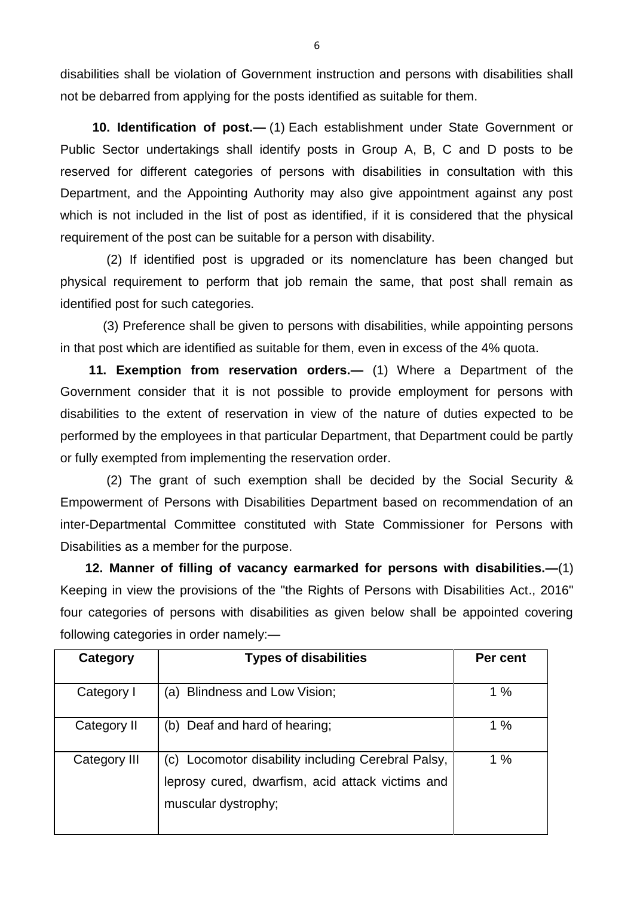disabilities shall be violation of Government instruction and persons with disabilities shall not be debarred from applying for the posts identified as suitable for them.

**10. Identification of post.—** (1) Each establishment under State Government or Public Sector undertakings shall identify posts in Group A, B, C and D posts to be reserved for different categories of persons with disabilities in consultation with this Department, and the Appointing Authority may also give appointment against any post which is not included in the list of post as identified, if it is considered that the physical requirement of the post can be suitable for a person with disability.

(2) If identified post is upgraded or its nomenclature has been changed but physical requirement to perform that job remain the same, that post shall remain as identified post for such categories.

(3) Preference shall be given to persons with disabilities, while appointing persons in that post which are identified as suitable for them, even in excess of the 4% quota.

**11. Exemption from reservation orders.—** (1) Where a Department of the Government consider that it is not possible to provide employment for persons with disabilities to the extent of reservation in view of the nature of duties expected to be performed by the employees in that particular Department, that Department could be partly or fully exempted from implementing the reservation order.

(2) The grant of such exemption shall be decided by the Social Security & Empowerment of Persons with Disabilities Department based on recommendation of an inter-Departmental Committee constituted with State Commissioner for Persons with Disabilities as a member for the purpose.

**12. Manner of filling of vacancy earmarked for persons with disabilities.—**(1) Keeping in view the provisions of the "the Rights of Persons with Disabilities Act., 2016" four categories of persons with disabilities as given below shall be appointed covering following categories in order namely:—

| Category | Types of disabilities | Per cent |
|---|---|---|
| Category I | (a) Blindness and Low Vision; | 1 % |
| Category II | (b) Deaf and hard of hearing; | 1 % |
| Category III | (c) Locomotor disability including Cerebral Palsy, leprosy cured, dwarfism, acid attack victims and muscular dystrophy; | 1 % |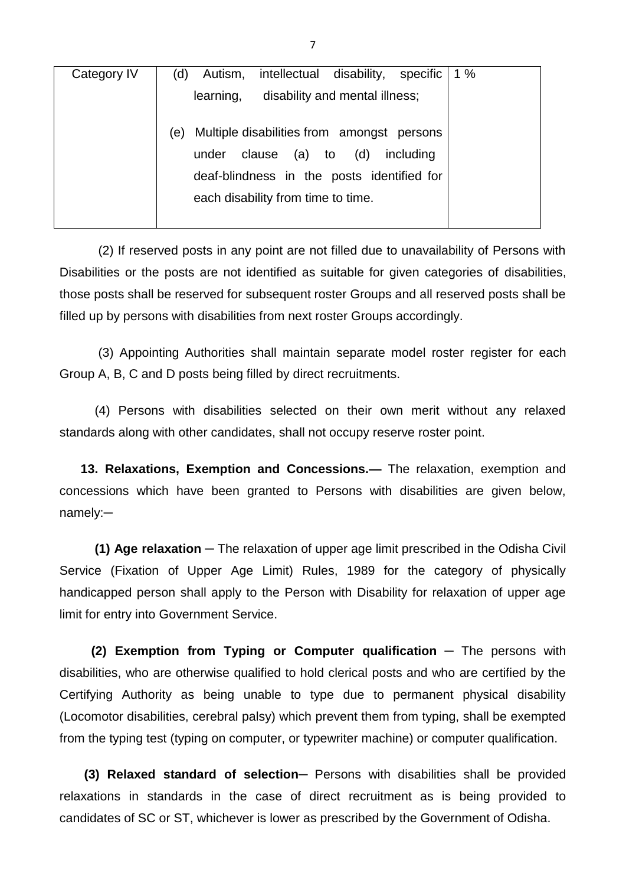| Category IV | (d) Autism, intellectual disability, specific learning, disability and mental illness;<br><br>(e) Multiple disabilities from amongst persons under clause (a) to (d) including deaf-blindness in the posts identified for each disability from time to time. | 1 % |
| --- | --- | --- |

(2) If reserved posts in any point are not filled due to unavailability of Persons with Disabilities or the posts are not identified as suitable for given categories of disabilities, those posts shall be reserved for subsequent roster Groups and all reserved posts shall be filled up by persons with disabilities from next roster Groups accordingly.

(3) Appointing Authorities shall maintain separate model roster register for each Group A, B, C and D posts being filled by direct recruitments.

(4) Persons with disabilities selected on their own merit without any relaxed standards along with other candidates, shall not occupy reserve roster point.

**13. Relaxations, Exemption and Concessions.—** The relaxation, exemption and concessions which have been granted to Persons with disabilities are given below, namely:─

**(1) Age relaxation** ─ The relaxation of upper age limit prescribed in the Odisha Civil Service (Fixation of Upper Age Limit) Rules, 1989 for the category of physically handicapped person shall apply to the Person with Disability for relaxation of upper age limit for entry into Government Service.

**(2) Exemption from Typing or Computer qualification** ─ The persons with disabilities, who are otherwise qualified to hold clerical posts and who are certified by the Certifying Authority as being unable to type due to permanent physical disability (Locomotor disabilities, cerebral palsy) which prevent them from typing, shall be exempted from the typing test (typing on computer, or typewriter machine) or computer qualification.

**(3) Relaxed standard of selection**─ Persons with disabilities shall be provided relaxations in standards in the case of direct recruitment as is being provided to candidates of SC or ST, whichever is lower as prescribed by the Government of Odisha.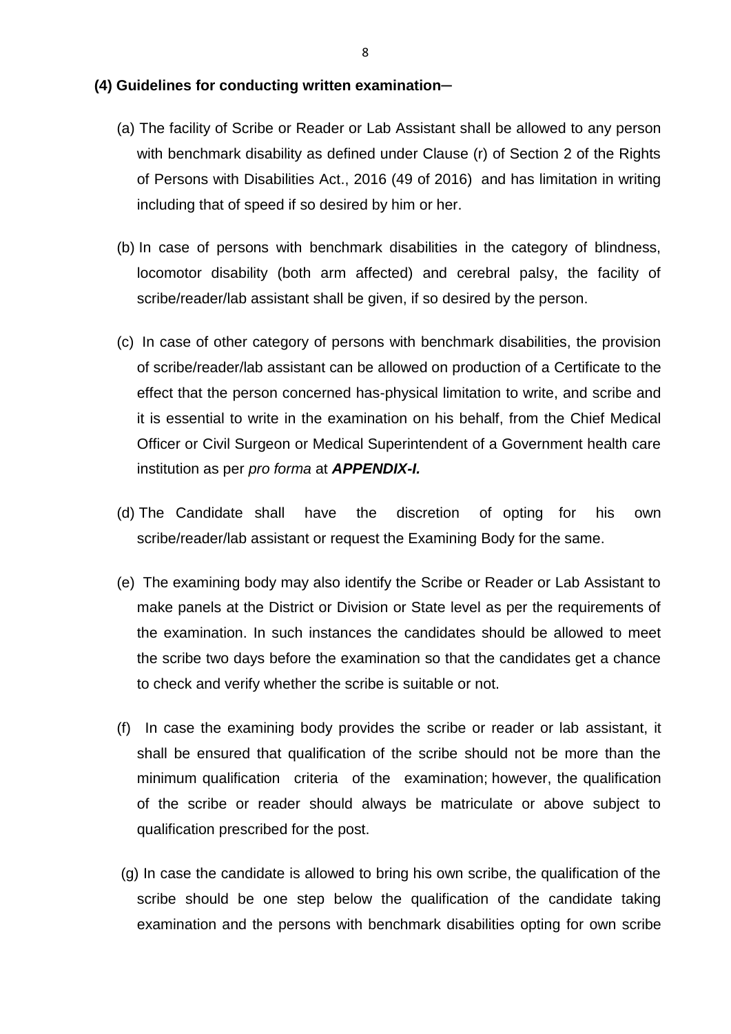**(4) Guidelines for conducting written examination**─

(a) The facility of Scribe or Reader or Lab Assistant shall be allowed to any person with benchmark disability as defined under Clause (r) of Section 2 of the Rights of Persons with Disabilities Act., 2016 (49 of 2016) and has limitation in writing including that of speed if so desired by him or her.

(b) In case of persons with benchmark disabilities in the category of blindness, locomotor disability (both arm affected) and cerebral palsy, the facility of scribe/reader/lab assistant shall be given, if so desired by the person.

(c) In case of other category of persons with benchmark disabilities, the provision of scribe/reader/lab assistant can be allowed on production of a Certificate to the effect that the person concerned has-physical limitation to write, and scribe and it is essential to write in the examination on his behalf, from the Chief Medical Officer or Civil Surgeon or Medical Superintendent of a Government health care institution as per *pro forma* at ***APPENDIX-I.***

(d) The Candidate shall have the discretion of opting for his own scribe/reader/lab assistant or request the Examining Body for the same.

(e) The examining body may also identify the Scribe or Reader or Lab Assistant to make panels at the District or Division or State level as per the requirements of the examination. In such instances the candidates should be allowed to meet the scribe two days before the examination so that the candidates get a chance to check and verify whether the scribe is suitable or not.

(f) In case the examining body provides the scribe or reader or lab assistant, it shall be ensured that qualification of the scribe should not be more than the minimum qualification criteria of the examination; however, the qualification of the scribe or reader should always be matriculate or above subject to qualification prescribed for the post.

(g) In case the candidate is allowed to bring his own scribe, the qualification of the scribe should be one step below the qualification of the candidate taking examination and the persons with benchmark disabilities opting for own scribe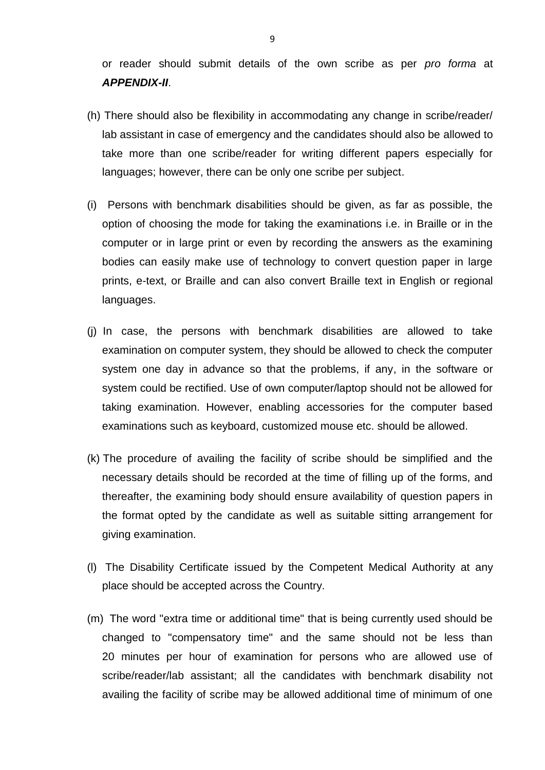or reader should submit details of the own scribe as per *pro forma* at ***APPENDIX-II***.

(h) There should also be flexibility in accommodating any change in scribe/reader/ lab assistant in case of emergency and the candidates should also be allowed to take more than one scribe/reader for writing different papers especially for languages; however, there can be only one scribe per subject.

(i) Persons with benchmark disabilities should be given, as far as possible, the option of choosing the mode for taking the examinations i.e. in Braille or in the computer or in large print or even by recording the answers as the examining bodies can easily make use of technology to convert question paper in large prints, e-text, or Braille and can also convert Braille text in English or regional languages.

(j) In case, the persons with benchmark disabilities are allowed to take examination on computer system, they should be allowed to check the computer system one day in advance so that the problems, if any, in the software or system could be rectified. Use of own computer/laptop should not be allowed for taking examination. However, enabling accessories for the computer based examinations such as keyboard, customized mouse etc. should be allowed.

(k) The procedure of availing the facility of scribe should be simplified and the necessary details should be recorded at the time of filling up of the forms, and thereafter, the examining body should ensure availability of question papers in the format opted by the candidate as well as suitable sitting arrangement for giving examination.

(l) The Disability Certificate issued by the Competent Medical Authority at any place should be accepted across the Country.

(m) The word "extra time or additional time" that is being currently used should be changed to "compensatory time" and the same should not be less than 20 minutes per hour of examination for persons who are allowed use of scribe/reader/lab assistant; all the candidates with benchmark disability not availing the facility of scribe may be allowed additional time of minimum of one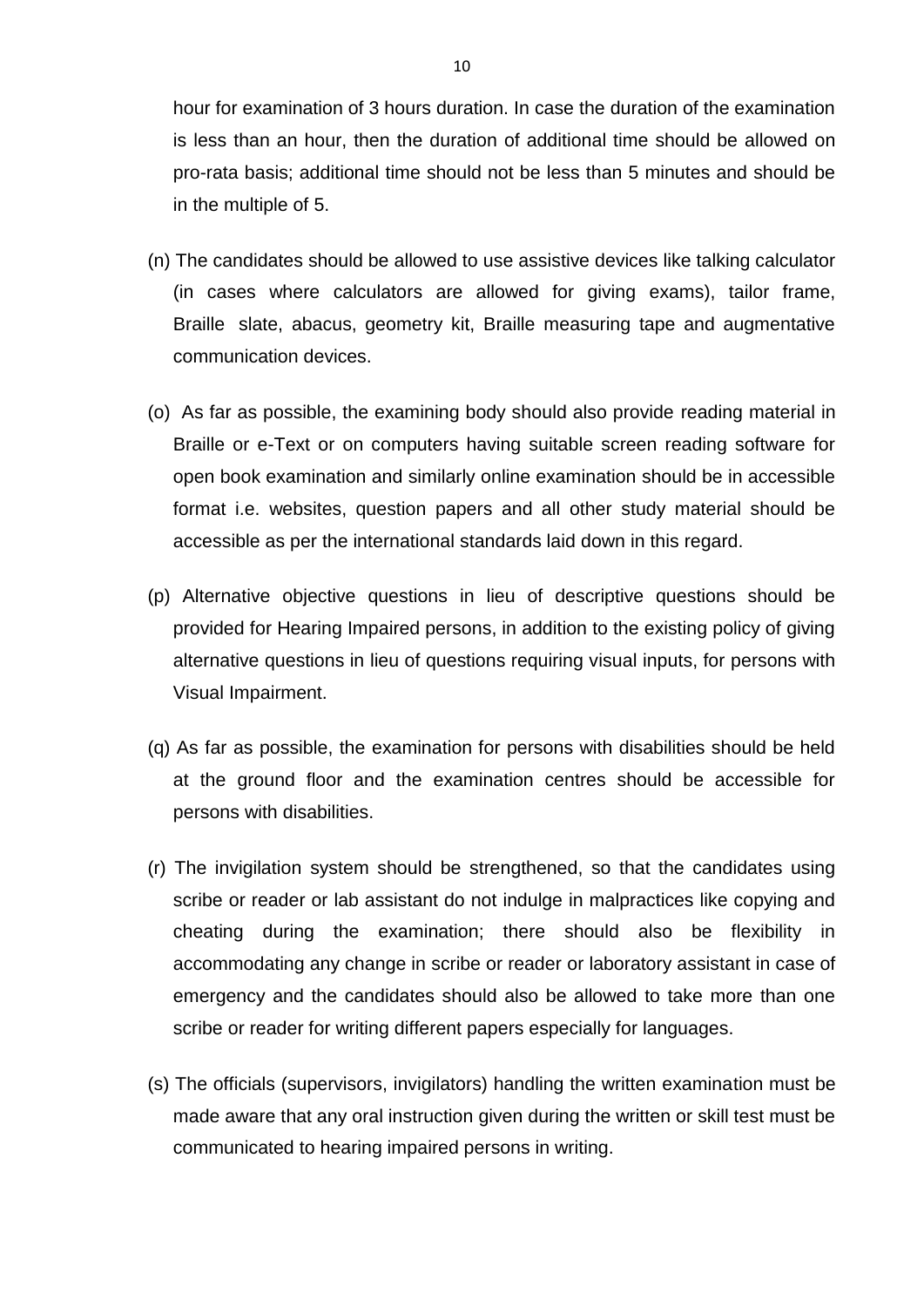hour for examination of 3 hours duration. In case the duration of the examination is less than an hour, then the duration of additional time should be allowed on pro-rata basis; additional time should not be less than 5 minutes and should be in the multiple of 5.

(n) The candidates should be allowed to use assistive devices like talking calculator (in cases where calculators are allowed for giving exams), tailor frame, Braille slate, abacus, geometry kit, Braille measuring tape and augmentative communication devices.

(o) As far as possible, the examining body should also provide reading material in Braille or e-Text or on computers having suitable screen reading software for open book examination and similarly online examination should be in accessible format i.e. websites, question papers and all other study material should be accessible as per the international standards laid down in this regard.

(p) Alternative objective questions in lieu of descriptive questions should be provided for Hearing Impaired persons, in addition to the existing policy of giving alternative questions in lieu of questions requiring visual inputs, for persons with Visual Impairment.

(q) As far as possible, the examination for persons with disabilities should be held at the ground floor and the examination centres should be accessible for persons with disabilities.

(r) The invigilation system should be strengthened, so that the candidates using scribe or reader or lab assistant do not indulge in malpractices like copying and cheating during the examination; there should also be flexibility in accommodating any change in scribe or reader or laboratory assistant in case of emergency and the candidates should also be allowed to take more than one scribe or reader for writing different papers especially for languages.

(s) The officials (supervisors, invigilators) handling the written examination must be made aware that any oral instruction given during the written or skill test must be communicated to hearing impaired persons in writing.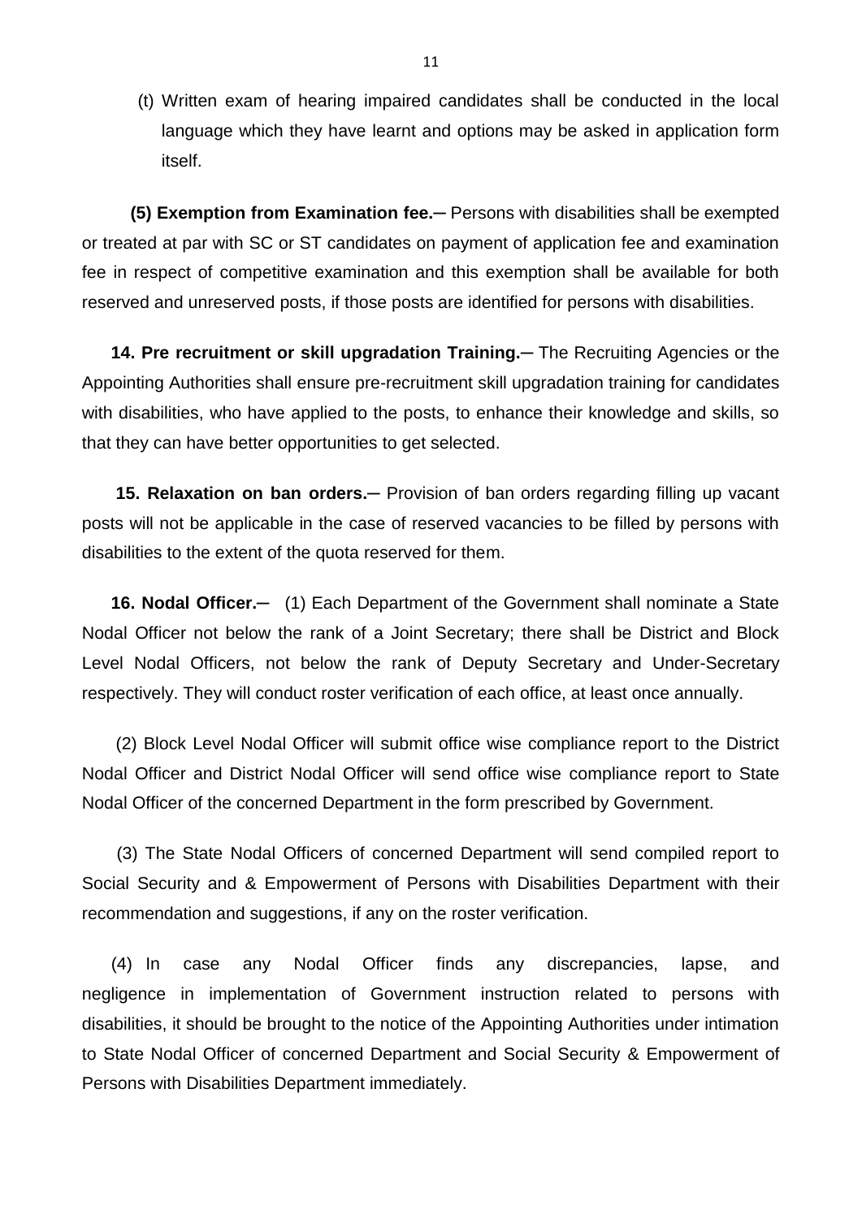(t) Written exam of hearing impaired candidates shall be conducted in the local language which they have learnt and options may be asked in application form itself.

**(5) Exemption from Examination fee.**─ Persons with disabilities shall be exempted or treated at par with SC or ST candidates on payment of application fee and examination fee in respect of competitive examination and this exemption shall be available for both reserved and unreserved posts, if those posts are identified for persons with disabilities.

**14. Pre recruitment or skill upgradation Training.**─ The Recruiting Agencies or the Appointing Authorities shall ensure pre-recruitment skill upgradation training for candidates with disabilities, who have applied to the posts, to enhance their knowledge and skills, so that they can have better opportunities to get selected.

**15. Relaxation on ban orders.**─ Provision of ban orders regarding filling up vacant posts will not be applicable in the case of reserved vacancies to be filled by persons with disabilities to the extent of the quota reserved for them.

**16. Nodal Officer.**─ (1) Each Department of the Government shall nominate a State Nodal Officer not below the rank of a Joint Secretary; there shall be District and Block Level Nodal Officers, not below the rank of Deputy Secretary and Under-Secretary respectively. They will conduct roster verification of each office, at least once annually.

(2) Block Level Nodal Officer will submit office wise compliance report to the District Nodal Officer and District Nodal Officer will send office wise compliance report to State Nodal Officer of the concerned Department in the form prescribed by Government.

(3) The State Nodal Officers of concerned Department will send compiled report to Social Security and & Empowerment of Persons with Disabilities Department with their recommendation and suggestions, if any on the roster verification.

(4) In case any Nodal Officer finds any discrepancies, lapse, and negligence in implementation of Government instruction related to persons with disabilities, it should be brought to the notice of the Appointing Authorities under intimation to State Nodal Officer of concerned Department and Social Security & Empowerment of Persons with Disabilities Department immediately.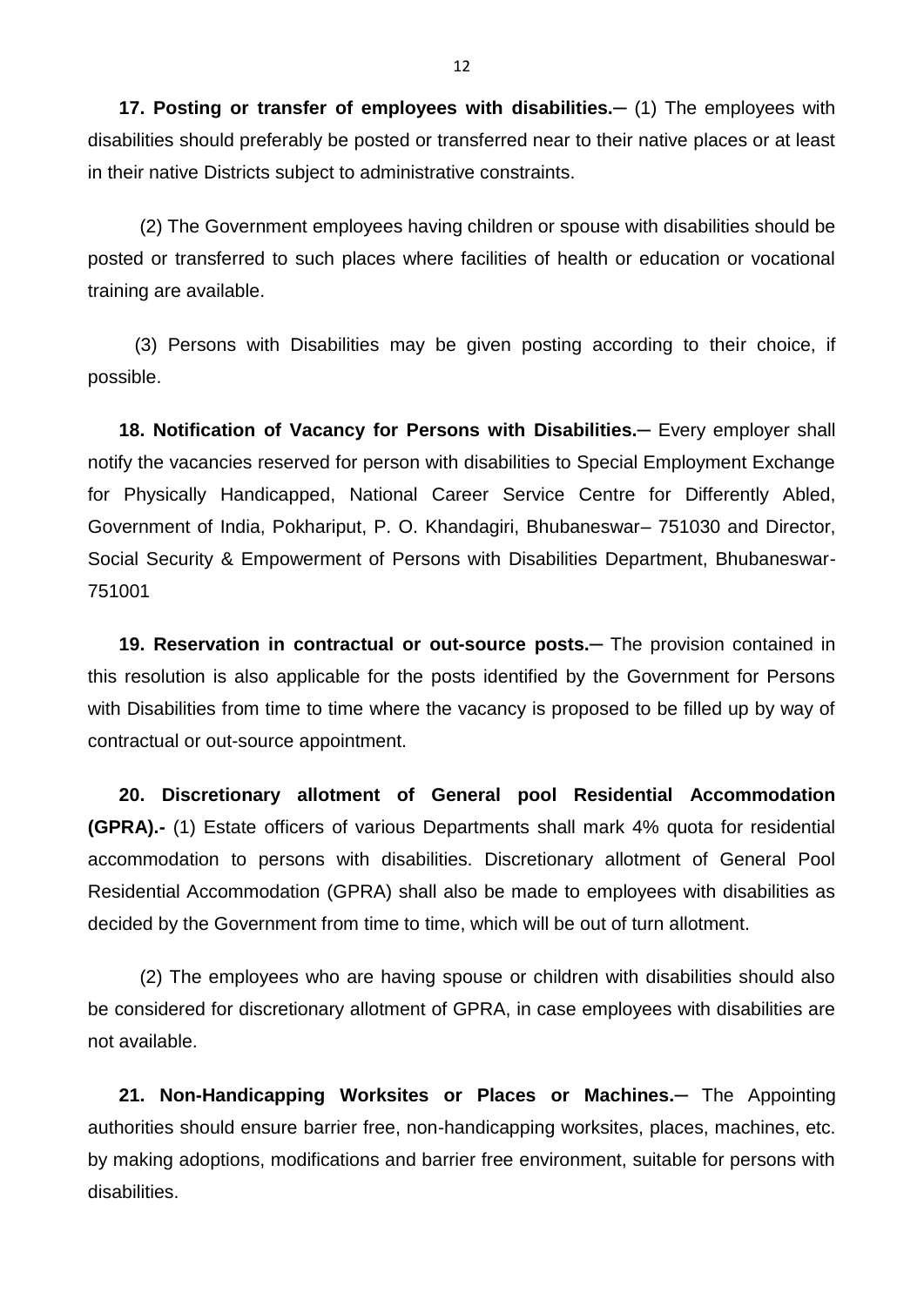**17. Posting or transfer of employees with disabilities.**─ (1) The employees with disabilities should preferably be posted or transferred near to their native places or at least in their native Districts subject to administrative constraints.

(2) The Government employees having children or spouse with disabilities should be posted or transferred to such places where facilities of health or education or vocational training are available.

(3) Persons with Disabilities may be given posting according to their choice, if possible.

**18. Notification of Vacancy for Persons with Disabilities.**─ Every employer shall notify the vacancies reserved for person with disabilities to Special Employment Exchange for Physically Handicapped, National Career Service Centre for Differently Abled, Government of India, Pokhariput, P. O. Khandagiri, Bhubaneswar– 751030 and Director, Social Security & Empowerment of Persons with Disabilities Department, Bhubaneswar-751001

**19. Reservation in contractual or out-source posts.**─ The provision contained in this resolution is also applicable for the posts identified by the Government for Persons with Disabilities from time to time where the vacancy is proposed to be filled up by way of contractual or out-source appointment.

**20. Discretionary allotment of General pool Residential Accommodation (GPRA).-** (1) Estate officers of various Departments shall mark 4% quota for residential accommodation to persons with disabilities. Discretionary allotment of General Pool Residential Accommodation (GPRA) shall also be made to employees with disabilities as decided by the Government from time to time, which will be out of turn allotment.

(2) The employees who are having spouse or children with disabilities should also be considered for discretionary allotment of GPRA, in case employees with disabilities are not available.

**21. Non-Handicapping Worksites or Places or Machines.**─ The Appointing authorities should ensure barrier free, non-handicapping worksites, places, machines, etc. by making adoptions, modifications and barrier free environment, suitable for persons with disabilities.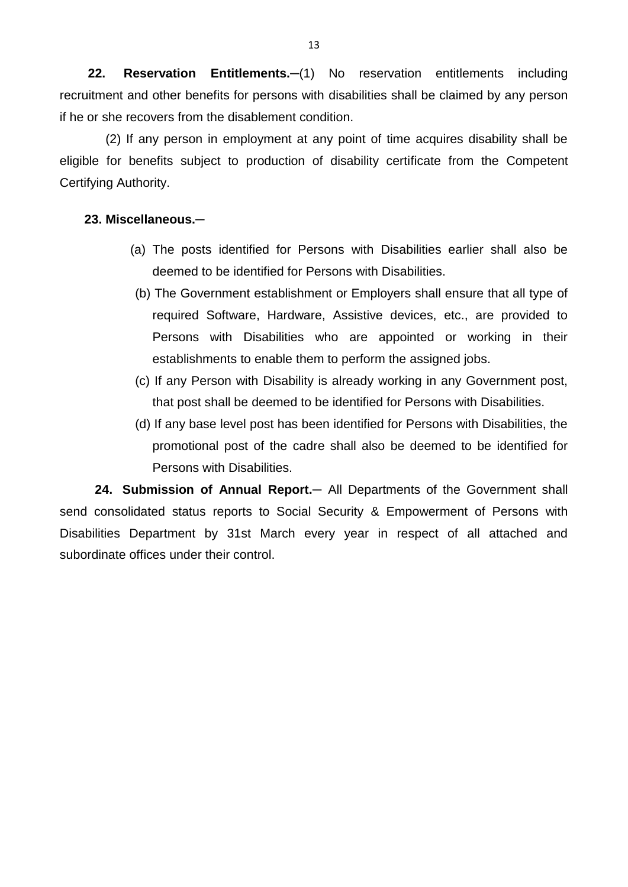**22. Reservation Entitlements.**─(1) No reservation entitlements including recruitment and other benefits for persons with disabilities shall be claimed by any person if he or she recovers from the disablement condition.

(2) If any person in employment at any point of time acquires disability shall be eligible for benefits subject to production of disability certificate from the Competent Certifying Authority.

**23. Miscellaneous.**─

(a) The posts identified for Persons with Disabilities earlier shall also be deemed to be identified for Persons with Disabilities.

(b) The Government establishment or Employers shall ensure that all type of required Software, Hardware, Assistive devices, etc., are provided to Persons with Disabilities who are appointed or working in their establishments to enable them to perform the assigned jobs.

(c) If any Person with Disability is already working in any Government post, that post shall be deemed to be identified for Persons with Disabilities.

(d) If any base level post has been identified for Persons with Disabilities, the promotional post of the cadre shall also be deemed to be identified for Persons with Disabilities.

**24. Submission of Annual Report.**─ All Departments of the Government shall send consolidated status reports to Social Security & Empowerment of Persons with Disabilities Department by 31st March every year in respect of all attached and subordinate offices under their control.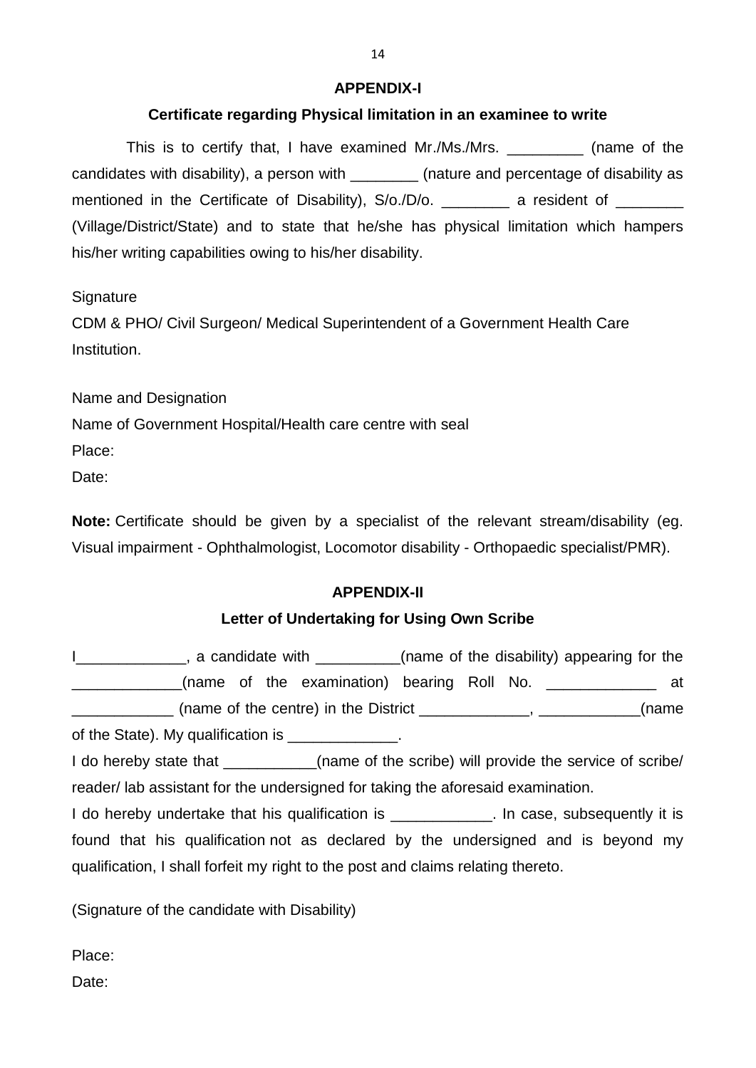## APPENDIX-I

### Certificate regarding Physical limitation in an examinee to write

This is to certify that, I have examined Mr./Ms./Mrs. _________ (name of the candidates with disability), a person with ________ (nature and percentage of disability as mentioned in the Certificate of Disability), S/o./D/o. ________ a resident of ________ (Village/District/State) and to state that he/she has physical limitation which hampers his/her writing capabilities owing to his/her disability.

Signature
CDM & PHO/ Civil Surgeon/ Medical Superintendent of a Government Health Care Institution.

Name and Designation
Name of Government Hospital/Health care centre with seal
Place:
Date:

**Note:** Certificate should be given by a specialist of the relevant stream/disability (eg. Visual impairment - Ophthalmologist, Locomotor disability - Orthopaedic specialist/PMR).

## APPENDIX-II

### Letter of Undertaking for Using Own Scribe

I_____________, a candidate with __________(name of the disability) appearing for the _____________(name of the examination) bearing Roll No. _____________ at ____________ (name of the centre) in the District _____________, ____________(name of the State). My qualification is _____________.

I do hereby state that ___________(name of the scribe) will provide the service of scribe/ reader/ lab assistant for the undersigned for taking the aforesaid examination.

I do hereby undertake that his qualification is ____________. In case, subsequently it is found that his qualification not as declared by the undersigned and is beyond my qualification, I shall forfeit my right to the post and claims relating thereto.

(Signature of the candidate with Disability)

Place:
Date: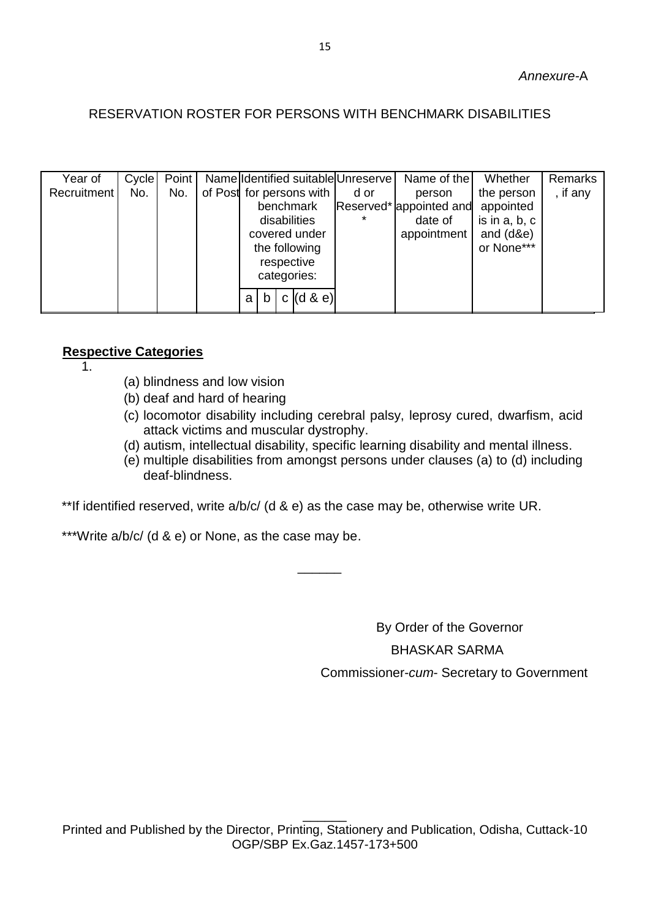*Annexure*-A

RESERVATION ROSTER FOR PERSONS WITH BENCHMARK DISABILITIES

| Year of Recruitment | Cycle No. | Point No. | Name of Post | Identified suitable for persons with benchmark disabilities covered under the following respective categories: | | | | Unreserved or Reserved*** | Name of the person appointed and date of appointment | Whether the person appointed is in a, b, c and (d&e) or None*** | Remarks, if any |
|---|---|---|---|---|---|---|---|---|---|---|---|
| | | | | a | b | c | (d & e) | | | | |

**Respective Categories**

1.
   - (a) blindness and low vision
   - (b) deaf and hard of hearing
   - (c) locomotor disability including cerebral palsy, leprosy cured, dwarfism, acid attack victims and muscular dystrophy.
   - (d) autism, intellectual disability, specific learning disability and mental illness.
   - (e) multiple disabilities from amongst persons under clauses (a) to (d) including deaf-blindness.

**If identified reserved, write a/b/c/ (d & e) as the case may be, otherwise write UR.

***Write a/b/c/ (d & e) or None, as the case may be.

______

By Order of the Governor

BHASKAR SARMA

Commissioner-*cum*- Secretary to Government

______

Printed and Published by the Director, Printing, Stationery and Publication, Odisha, Cuttack-10
OGP/SBP Ex.Gaz.1457-173+500